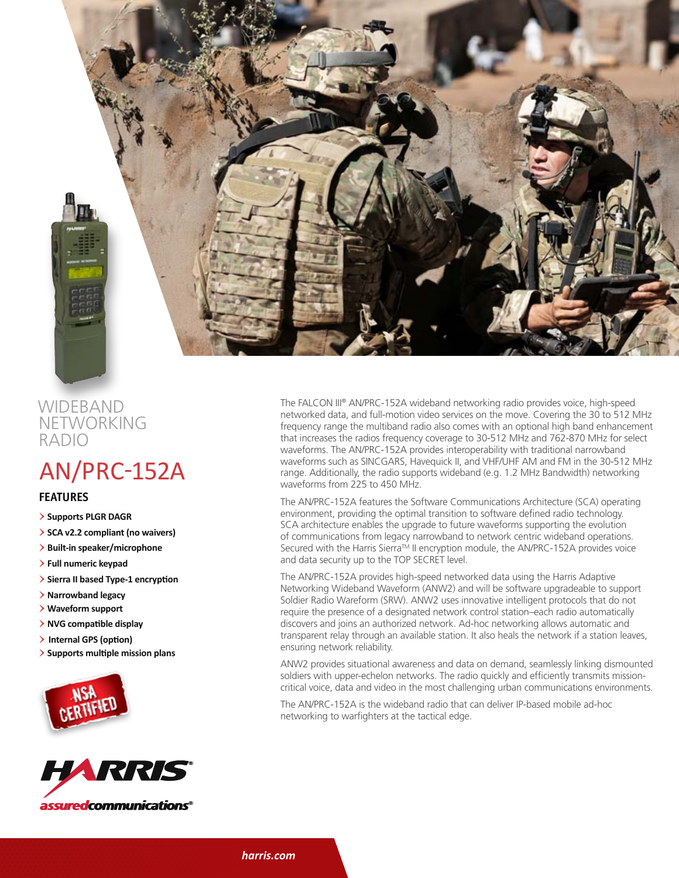# WIDEBAND NETWORKING RADIO

# AN/PRC-152A

## FEATURES

- Supports PLGR DAGR
- SCA v2.2 compliant (no waivers)
- Built-in speaker/microphone
- Full numeric keypad
- Sierra II based Type-1 encryption
- Narrowband legacy
- Waveform support
- NVG compatible display
- Internal GPS (option)
- Supports multiple mission plans

NSA CERTIFIED

HARRIS assuredcommunications®

The FALCON III® AN/PRC-152A wideband networking radio provides voice, high-speed networked data, and full-motion video services on the move. Covering the 30 to 512 MHz frequency range the multiband radio also comes with an optional high band enhancement that increases the radios frequency coverage to 30-512 MHz and 762-870 MHz for select waveforms. The AN/PRC-152A provides interoperability with traditional narrowband waveforms such as SINCGARS, Havequick II, and VHF/UHF AM and FM in the 30-512 MHz range. Additionally, the radio supports wideband (e.g. 1.2 MHz Bandwidth) networking waveforms from 225 to 450 MHz.

The AN/PRC-152A features the Software Communications Architecture (SCA) operating environment, providing the optimal transition to software defined radio technology. SCA architecture enables the upgrade to future waveforms supporting the evolution of communications from legacy narrowband to network centric wideband operations. Secured with the Harris Sierra™ II encryption module, the AN/PRC-152A provides voice and data security up to the TOP SECRET level.

The AN/PRC-152A provides high-speed networked data using the Harris Adaptive Networking Wideband Waveform (ANW2) and will be software upgradeable to support Soldier Radio Wareform (SRW). ANW2 uses innovative intelligent protocols that do not require the presence of a designated network control station–each radio automatically discovers and joins an authorized network. Ad-hoc networking allows automatic and transparent relay through an available station. It also heals the network if a station leaves, ensuring network reliability.

ANW2 provides situational awareness and data on demand, seamlessly linking dismounted soldiers with upper-echelon networks. The radio quickly and efficiently transmits mission-critical voice, data and video in the most challenging urban communications environments.

The AN/PRC-152A is the wideband radio that can deliver IP-based mobile ad-hoc networking to warfighters at the tactical edge.

harris.com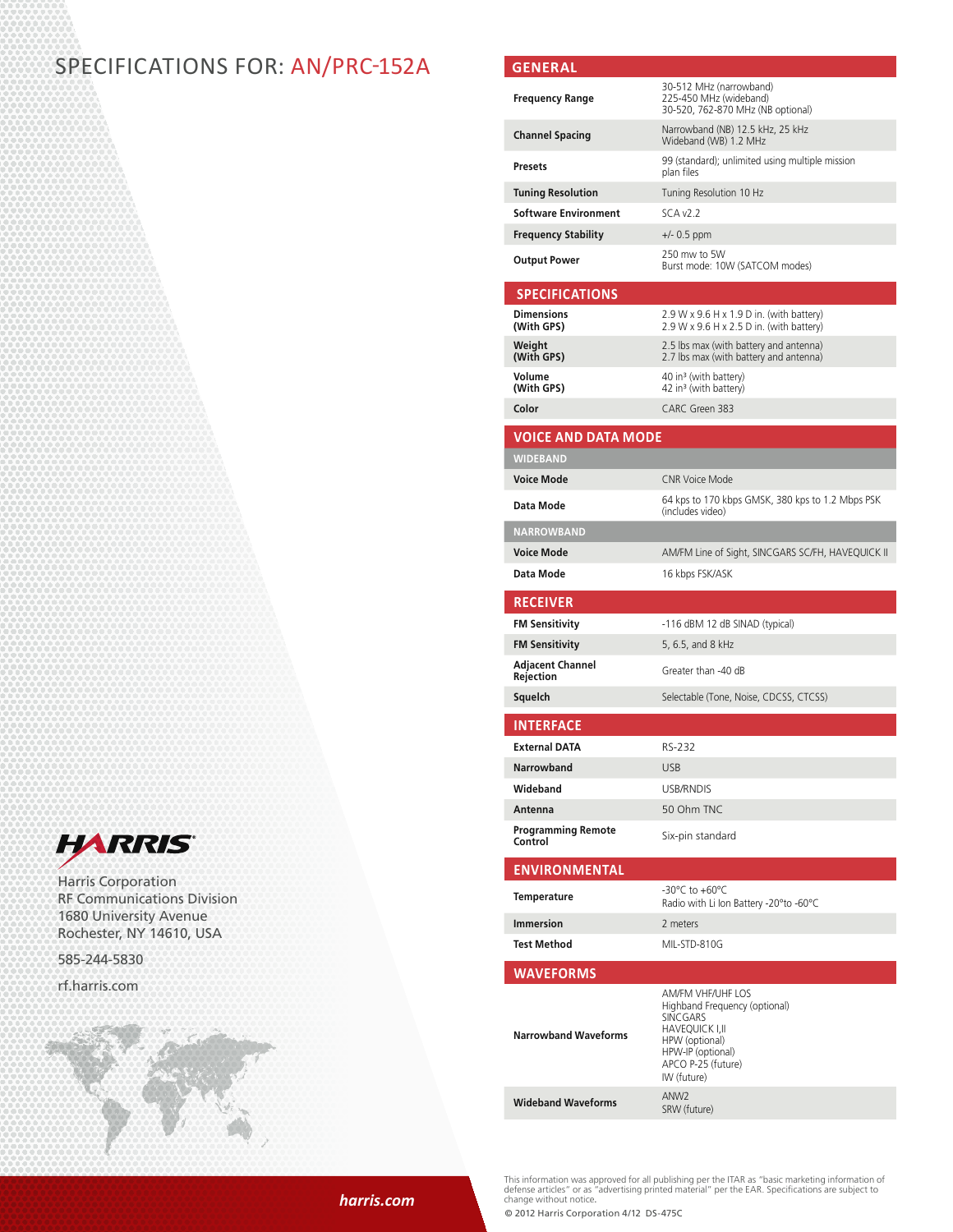# SPECIFICATIONS FOR: AN/PRC-152A

## GENERAL

| | |
|---|---|
| **Frequency Range** | 30-512 MHz (narrowband)<br>225-450 MHz (wideband)<br>30-520, 762-870 MHz (NB optional) |
| **Channel Spacing** | Narrowband (NB) 12.5 kHz, 25 kHz<br>Wideband (WB) 1.2 MHz |
| **Presets** | 99 (standard); unlimited using multiple mission plan files |
| **Tuning Resolution** | Tuning Resolution 10 Hz |
| **Software Environment** | SCA v2.2 |
| **Frequency Stability** | +/- 0.5 ppm |
| **Output Power** | 250 mw to 5W<br>Burst mode: 10W (SATCOM modes) |

## SPECIFICATIONS

| | |
|---|---|
| **Dimensions**<br>**(With GPS)** | 2.9 W x 9.6 H x 1.9 D in. (with battery)<br>2.9 W x 9.6 H x 2.5 D in. (with battery) |
| **Weight**<br>**(With GPS)** | 2.5 lbs max (with battery and antenna)<br>2.7 lbs max (with battery and antenna) |
| **Volume**<br>**(With GPS)** | 40 in³ (with battery)<br>42 in³ (with battery) |
| **Color** | CARC Green 383 |

## VOICE AND DATA MODE

| | |
|---|---|
| **WIDEBAND** | |
| **Voice Mode** | CNR Voice Mode |
| **Data Mode** | 64 kps to 170 kbps GMSK, 380 kps to 1.2 Mbps PSK (includes video) |
| **NARROWBAND** | |
| **Voice Mode** | AM/FM Line of Sight, SINCGARS SC/FH, HAVEQUICK II |
| **Data Mode** | 16 kbps FSK/ASK |

## RECEIVER

| | |
|---|---|
| **FM Sensitivity** | -116 dBM 12 dB SINAD (typical) |
| **FM Sensitivity** | 5, 6.5, and 8 kHz |
| **Adjacent Channel Rejection** | Greater than -40 dB |
| **Squelch** | Selectable (Tone, Noise, CDCSS, CTCSS) |

## INTERFACE

| | |
|---|---|
| **External DATA** | RS-232 |
| **Narrowband** | USB |
| **Wideband** | USB/RNDIS |
| **Antenna** | 50 Ohm TNC |
| **Programming Remote Control** | Six-pin standard |

## ENVIRONMENTAL

| | |
|---|---|
| **Temperature** | -30°C to +60°C<br>Radio with Li Ion Battery -20°to -60°C |
| **Immersion** | 2 meters |
| **Test Method** | MIL-STD-810G |

## WAVEFORMS

| | |
|---|---|
| **Narrowband Waveforms** | AM/FM VHF/UHF LOS<br>Highband Frequency (optional)<br>SINCGARS<br>HAVEQUICK I,II<br>HPW (optional)<br>HPW-IP (optional)<br>APCO P-25 (future)<br>IW (future) |
| **Wideband Waveforms** | ANW2<br>SRW (future) |

HARRIS

Harris Corporation
RF Communications Division
1680 University Avenue
Rochester, NY 14610, USA

585-244-5830

rf.harris.com

This information was approved for all publishing per the ITAR as "basic marketing information of defense articles" or as "advertising printed material" per the EAR. Specifications are subject to change without notice.

© 2012 Harris Corporation 4/12 DS-475C

harris.com